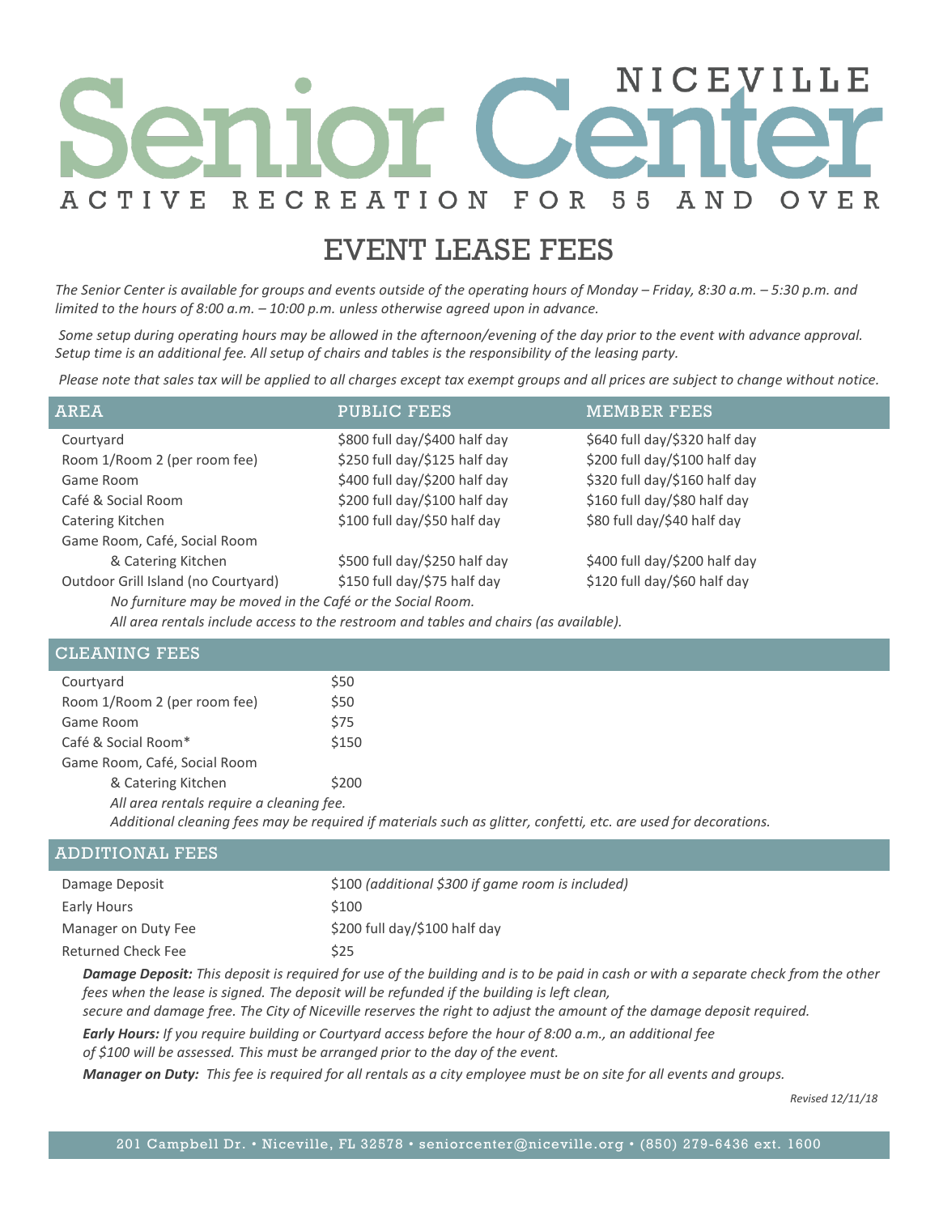# NICEVILLE Senior Center

ACTIVE RECREATION FOR 55 AND OVER

## EVENT LEASE FEES

*The Senior Center is available for groups and events outside of the operating hours of Monday – Friday, 8:30 a.m. – 5:30 p.m. and limited to the hours of 8:00 a.m. – 10:00 p.m. unless otherwise agreed upon in advance.*

*Some setup during operating hours may be allowed in the afternoon/evening of the day prior to the event with advance approval. Setup time is an additional fee. All setup of chairs and tables is the responsibility of the leasing party.*

*Please note that sales tax will be applied to all charges except tax exempt groups and all prices are subject to change without notice.*

| AREA | PUBLIC FEES | MEMBER FEES |
|---|---|---|
| Courtyard | $800 full day/$400 half day | $640 full day/$320 half day |
| Room 1/Room 2 (per room fee) | $250 full day/$125 half day | $200 full day/$100 half day |
| Game Room | $400 full day/$200 half day | $320 full day/$160 half day |
| Café & Social Room | $200 full day/$100 half day | $160 full day/$80 half day |
| Catering Kitchen | $100 full day/$50 half day | $80 full day/$40 half day |
| Game Room, Café, Social Room & Catering Kitchen | $500 full day/$250 half day | $400 full day/$200 half day |
| Outdoor Grill Island (no Courtyard) | $150 full day/$75 half day | $120 full day/$60 half day |

*No furniture may be moved in the Café or the Social Room.*

*All area rentals include access to the restroom and tables and chairs (as available).*

| CLEANING FEES | |
|---|---|
| Courtyard | $50 |
| Room 1/Room 2 (per room fee) | $50 |
| Game Room | $75 |
| Café & Social Room* | $150 |
| Game Room, Café, Social Room & Catering Kitchen | $200 |

*All area rentals require a cleaning fee.*

*Additional cleaning fees may be required if materials such as glitter, confetti, etc. are used for decorations.*

| ADDITIONAL FEES | |
|---|---|
| Damage Deposit | $100 *(additional $300 if game room is included)* |
| Early Hours | $100 |
| Manager on Duty Fee | $200 full day/$100 half day |
| Returned Check Fee | $25 |

***Damage Deposit:*** *This deposit is required for use of the building and is to be paid in cash or with a separate check from the other fees when the lease is signed. The deposit will be refunded if the building is left clean, secure and damage free. The City of Niceville reserves the right to adjust the amount of the damage deposit required.*

***Early Hours:*** *If you require building or Courtyard access before the hour of 8:00 a.m., an additional fee of $100 will be assessed. This must be arranged prior to the day of the event.*

***Manager on Duty:*** *This fee is required for all rentals as a city employee must be on site for all events and groups.*

*Revised 12/11/18*

201 Campbell Dr. • Niceville, FL 32578 • seniorcenter@niceville.org • (850) 279-6436 ext. 1600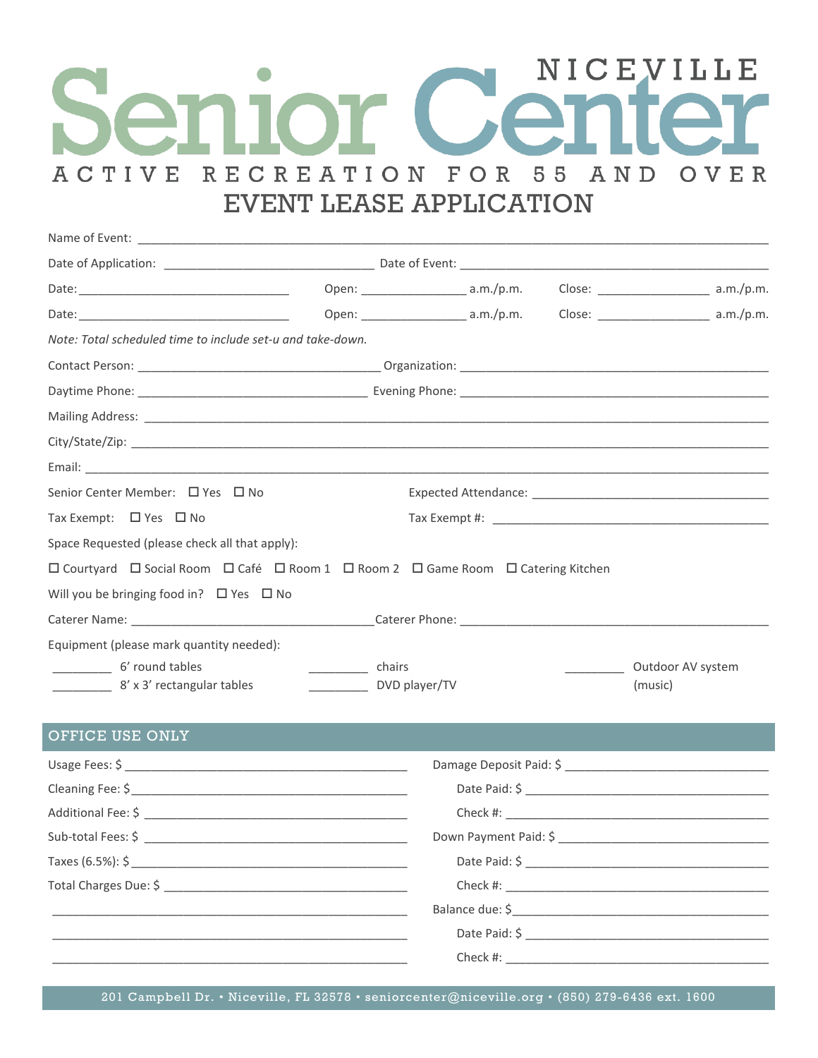# NICEVILLE Senior Center

ACTIVE RECREATION FOR 55 AND OVER

## EVENT LEASE APPLICATION

Name of Event: ______________________________________________

Date of Application: ______________________ Date of Event: ______________________

Date: ______________________ Open: ____________ a.m./p.m. Close: ____________ a.m./p.m.

Date: ______________________ Open: ____________ a.m./p.m. Close: ____________ a.m./p.m.

*Note: Total scheduled time to include set-u and take-down.*

Contact Person: ______________________ Organization: ______________________

Daytime Phone: ______________________ Evening Phone: ______________________

Mailing Address: ______________________________________________

City/State/Zip: ______________________________________________

Email: ______________________________________________

Senior Center Member: ☐ Yes ☐ No Expected Attendance: ______________________

Tax Exempt: ☐ Yes ☐ No Tax Exempt #: ______________________

Space Requested (please check all that apply):

☐ Courtyard ☐ Social Room ☐ Café ☐ Room 1 ☐ Room 2 ☐ Game Room ☐ Catering Kitchen

Will you be bringing food in? ☐ Yes ☐ No

Caterer Name: ______________________ Caterer Phone: ______________________

Equipment (please mark quantity needed):

_________ 6' round tables _________ chairs _________ Outdoor AV system (music)

_________ 8' x 3' rectangular tables _________ DVD player/TV

## OFFICE USE ONLY

Usage Fees: $ ______________________ Damage Deposit Paid: $ ______________________

Cleaning Fee: $ ______________________ Date Paid: $ ______________________

Additional Fee: $ ______________________ Check #: ______________________

Sub-total Fees: $ ______________________ Down Payment Paid: $ ______________________

Taxes (6.5%): $ ______________________ Date Paid: $ ______________________

Total Charges Due: $ ______________________ Check #: ______________________

______________________ Balance due: $ ______________________

______________________ Date Paid: $ ______________________

______________________ Check #: ______________________

201 Campbell Dr. • Niceville, FL 32578 • seniorcenter@niceville.org • (850) 279-6436 ext. 1600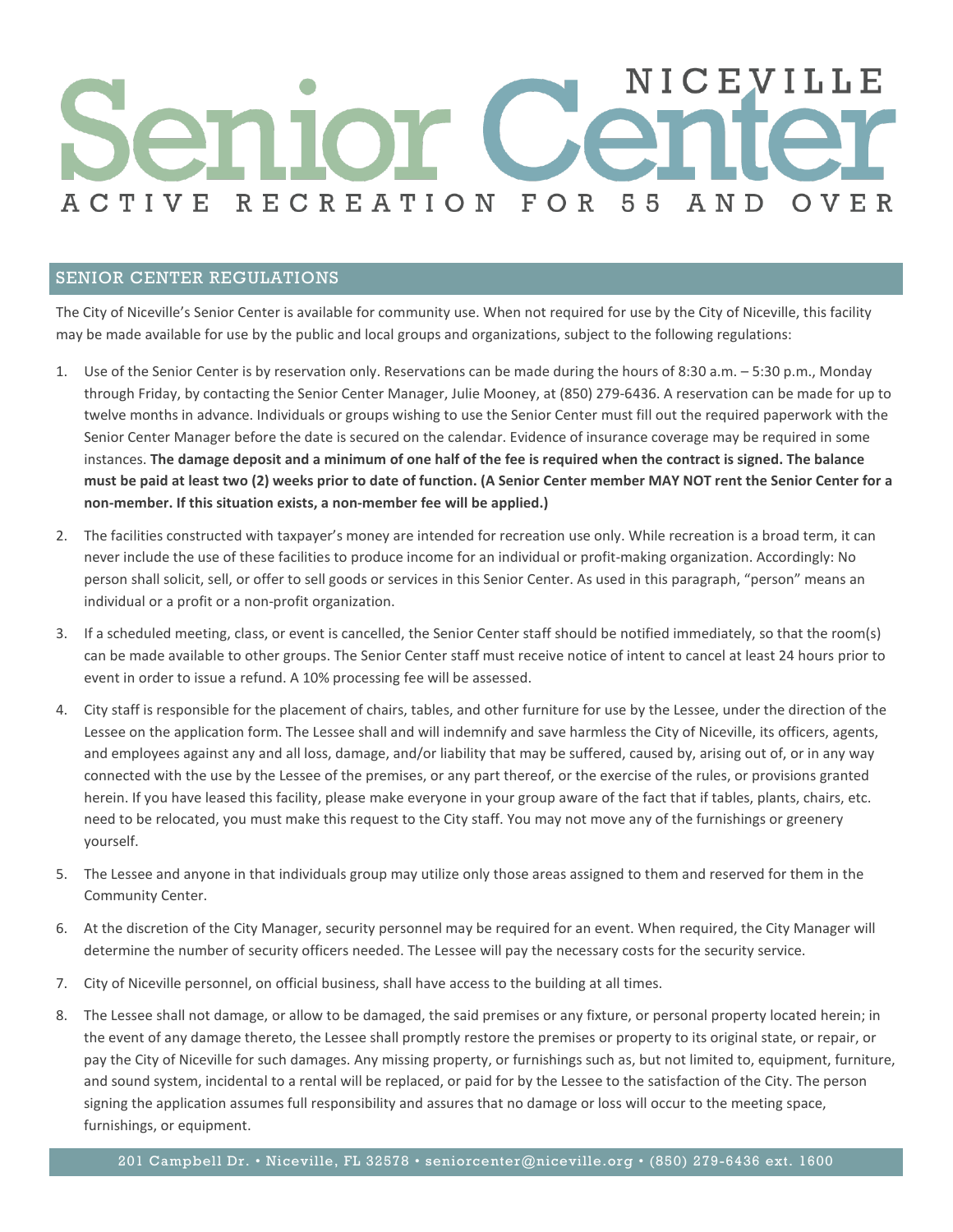# NICEVILLE Senior Center

ACTIVE RECREATION FOR 55 AND OVER

## SENIOR CENTER REGULATIONS

The City of Niceville's Senior Center is available for community use. When not required for use by the City of Niceville, this facility may be made available for use by the public and local groups and organizations, subject to the following regulations:

1. Use of the Senior Center is by reservation only. Reservations can be made during the hours of 8:30 a.m. – 5:30 p.m., Monday through Friday, by contacting the Senior Center Manager, Julie Mooney, at (850) 279-6436. A reservation can be made for up to twelve months in advance. Individuals or groups wishing to use the Senior Center must fill out the required paperwork with the Senior Center Manager before the date is secured on the calendar. Evidence of insurance coverage may be required in some instances. **The damage deposit and a minimum of one half of the fee is required when the contract is signed. The balance must be paid at least two (2) weeks prior to date of function. (A Senior Center member MAY NOT rent the Senior Center for a non-member. If this situation exists, a non-member fee will be applied.)**

2. The facilities constructed with taxpayer's money are intended for recreation use only. While recreation is a broad term, it can never include the use of these facilities to produce income for an individual or profit-making organization. Accordingly: No person shall solicit, sell, or offer to sell goods or services in this Senior Center. As used in this paragraph, "person" means an individual or a profit or a non-profit organization.

3. If a scheduled meeting, class, or event is cancelled, the Senior Center staff should be notified immediately, so that the room(s) can be made available to other groups. The Senior Center staff must receive notice of intent to cancel at least 24 hours prior to event in order to issue a refund. A 10% processing fee will be assessed.

4. City staff is responsible for the placement of chairs, tables, and other furniture for use by the Lessee, under the direction of the Lessee on the application form. The Lessee shall and will indemnify and save harmless the City of Niceville, its officers, agents, and employees against any and all loss, damage, and/or liability that may be suffered, caused by, arising out of, or in any way connected with the use by the Lessee of the premises, or any part thereof, or the exercise of the rules, or provisions granted herein. If you have leased this facility, please make everyone in your group aware of the fact that if tables, plants, chairs, etc. need to be relocated, you must make this request to the City staff. You may not move any of the furnishings or greenery yourself.

5. The Lessee and anyone in that individuals group may utilize only those areas assigned to them and reserved for them in the Community Center.

6. At the discretion of the City Manager, security personnel may be required for an event. When required, the City Manager will determine the number of security officers needed. The Lessee will pay the necessary costs for the security service.

7. City of Niceville personnel, on official business, shall have access to the building at all times.

8. The Lessee shall not damage, or allow to be damaged, the said premises or any fixture, or personal property located herein; in the event of any damage thereto, the Lessee shall promptly restore the premises or property to its original state, or repair, or pay the City of Niceville for such damages. Any missing property, or furnishings such as, but not limited to, equipment, furniture, and sound system, incidental to a rental will be replaced, or paid for by the Lessee to the satisfaction of the City. The person signing the application assumes full responsibility and assures that no damage or loss will occur to the meeting space, furnishings, or equipment.

201 Campbell Dr. • Niceville, FL 32578 • seniorcenter@niceville.org • (850) 279-6436 ext. 1600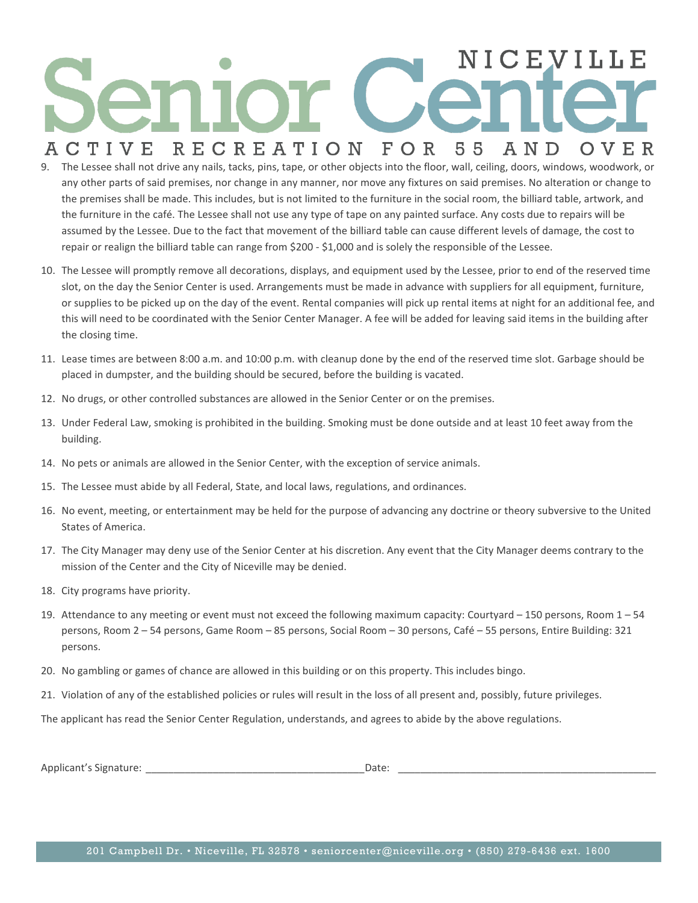9. The Lessee shall not drive any nails, tacks, pins, tape, or other objects into the floor, wall, ceiling, doors, windows, woodwork, or any other parts of said premises, nor change in any manner, nor move any fixtures on said premises. No alteration or change to the premises shall be made. This includes, but is not limited to the furniture in the social room, the billiard table, artwork, and the furniture in the café. The Lessee shall not use any type of tape on any painted surface. Any costs due to repairs will be assumed by the Lessee. Due to the fact that movement of the billiard table can cause different levels of damage, the cost to repair or realign the billiard table can range from $200 - $1,000 and is solely the responsible of the Lessee.

10. The Lessee will promptly remove all decorations, displays, and equipment used by the Lessee, prior to end of the reserved time slot, on the day the Senior Center is used. Arrangements must be made in advance with suppliers for all equipment, furniture, or supplies to be picked up on the day of the event. Rental companies will pick up rental items at night for an additional fee, and this will need to be coordinated with the Senior Center Manager. A fee will be added for leaving said items in the building after the closing time.

11. Lease times are between 8:00 a.m. and 10:00 p.m. with cleanup done by the end of the reserved time slot. Garbage should be placed in dumpster, and the building should be secured, before the building is vacated.

12. No drugs, or other controlled substances are allowed in the Senior Center or on the premises.

13. Under Federal Law, smoking is prohibited in the building. Smoking must be done outside and at least 10 feet away from the building.

14. No pets or animals are allowed in the Senior Center, with the exception of service animals.

15. The Lessee must abide by all Federal, State, and local laws, regulations, and ordinances.

16. No event, meeting, or entertainment may be held for the purpose of advancing any doctrine or theory subversive to the United States of America.

17. The City Manager may deny use of the Senior Center at his discretion. Any event that the City Manager deems contrary to the mission of the Center and the City of Niceville may be denied.

18. City programs have priority.

19. Attendance to any meeting or event must not exceed the following maximum capacity: Courtyard – 150 persons, Room 1 – 54 persons, Room 2 – 54 persons, Game Room – 85 persons, Social Room – 30 persons, Café – 55 persons, Entire Building: 321 persons.

20. No gambling or games of chance are allowed in this building or on this property. This includes bingo.

21. Violation of any of the established policies or rules will result in the loss of all present and, possibly, future privileges.

The applicant has read the Senior Center Regulation, understands, and agrees to abide by the above regulations.

Applicant's Signature: ______________________________________ Date: ______________________________________________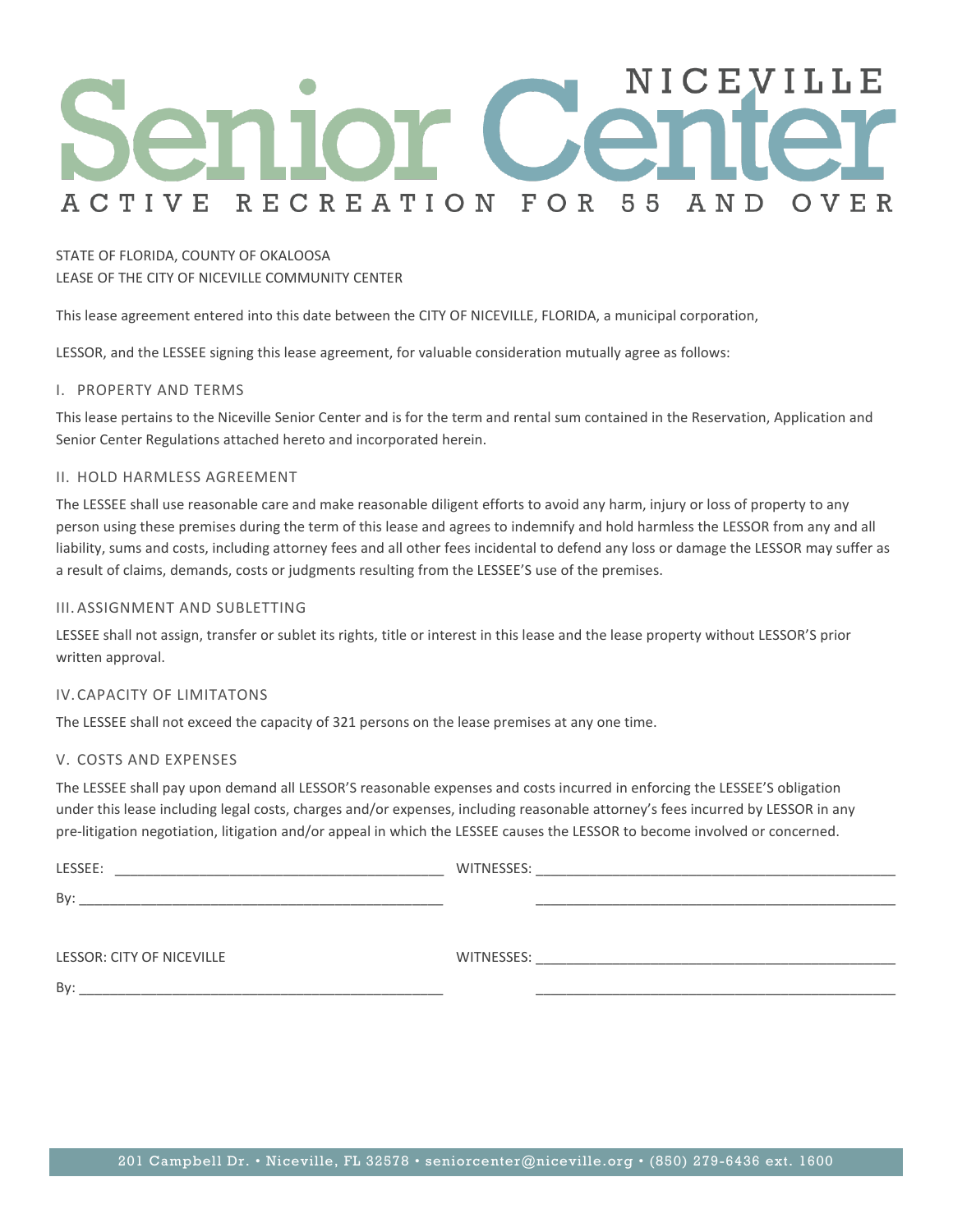# NICEVILLE Senior Center

ACTIVE RECREATION FOR 55 AND OVER

STATE OF FLORIDA, COUNTY OF OKALOOSA
LEASE OF THE CITY OF NICEVILLE COMMUNITY CENTER

This lease agreement entered into this date between the CITY OF NICEVILLE, FLORIDA, a municipal corporation,

LESSOR, and the LESSEE signing this lease agreement, for valuable consideration mutually agree as follows:

## I. PROPERTY AND TERMS

This lease pertains to the Niceville Senior Center and is for the term and rental sum contained in the Reservation, Application and Senior Center Regulations attached hereto and incorporated herein.

## II. HOLD HARMLESS AGREEMENT

The LESSEE shall use reasonable care and make reasonable diligent efforts to avoid any harm, injury or loss of property to any person using these premises during the term of this lease and agrees to indemnify and hold harmless the LESSOR from any and all liability, sums and costs, including attorney fees and all other fees incidental to defend any loss or damage the LESSOR may suffer as a result of claims, demands, costs or judgments resulting from the LESSEE'S use of the premises.

## III. ASSIGNMENT AND SUBLETTING

LESSEE shall not assign, transfer or sublet its rights, title or interest in this lease and the lease property without LESSOR'S prior written approval.

## IV. CAPACITY OF LIMITATONS

The LESSEE shall not exceed the capacity of 321 persons on the lease premises at any one time.

## V. COSTS AND EXPENSES

The LESSEE shall pay upon demand all LESSOR'S reasonable expenses and costs incurred in enforcing the LESSEE'S obligation under this lease including legal costs, charges and/or expenses, including reasonable attorney's fees incurred by LESSOR in any pre-litigation negotiation, litigation and/or appeal in which the LESSEE causes the LESSOR to become involved or concerned.

LESSEE: ____________________________________________ WITNESSES: ____________________________________________

By: ____________________________________________ ____________________________________________

LESSOR: CITY OF NICEVILLE WITNESSES: ____________________________________________

By: ____________________________________________ ____________________________________________

201 Campbell Dr. • Niceville, FL 32578 • seniorcenter@niceville.org • (850) 279-6436 ext. 1600